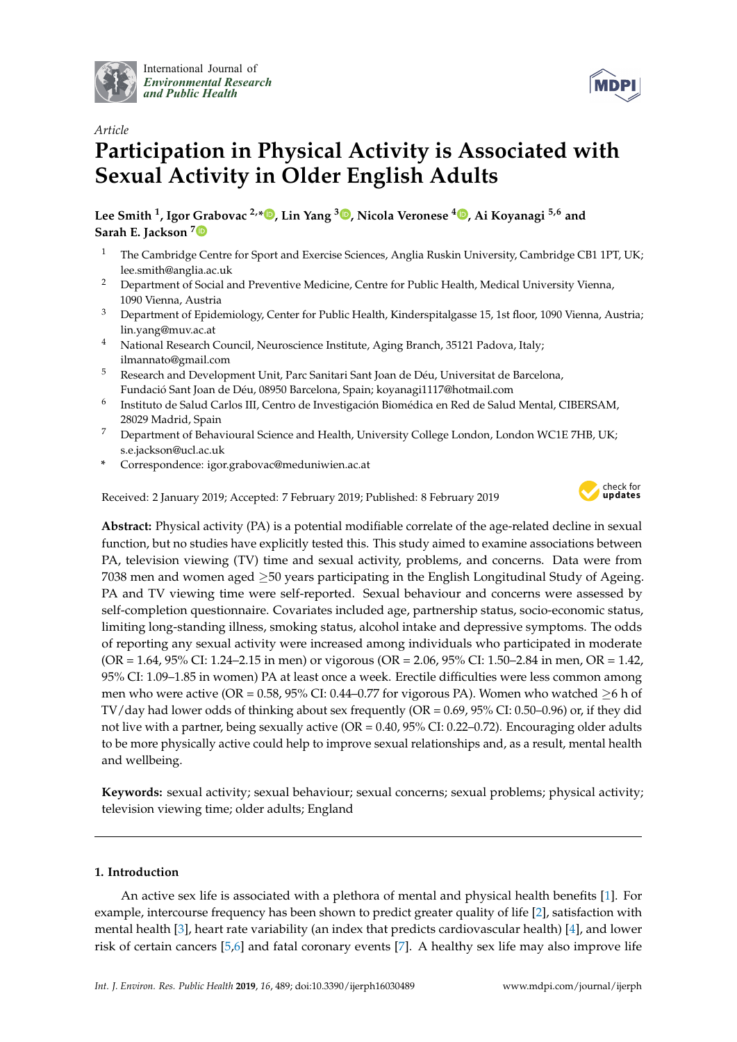International Journal of *Environmental Research and Public Health*

*Article*

# Participation in Physical Activity is Associated with Sexual Activity in Older English Adults

**Lee Smith [1], Igor Grabovac [2,*], Lin Yang [3], Nicola Veronese [4], Ai Koyanagi [5,6] and Sarah E. Jackson [7]**

1. The Cambridge Centre for Sport and Exercise Sciences, Anglia Ruskin University, Cambridge CB1 1PT, UK; lee.smith@anglia.ac.uk
2. Department of Social and Preventive Medicine, Centre for Public Health, Medical University Vienna, 1090 Vienna, Austria
3. Department of Epidemiology, Center for Public Health, Kinderspitalgasse 15, 1st floor, 1090 Vienna, Austria; lin.yang@muv.ac.at
4. National Research Council, Neuroscience Institute, Aging Branch, 35121 Padova, Italy; ilmannato@gmail.com
5. Research and Development Unit, Parc Sanitari Sant Joan de Déu, Universitat de Barcelona, Fundació Sant Joan de Déu, 08950 Barcelona, Spain; koyanagi1117@hotmail.com
6. Instituto de Salud Carlos III, Centro de Investigación Biomédica en Red de Salud Mental, CIBERSAM, 28029 Madrid, Spain
7. Department of Behavioural Science and Health, University College London, London WC1E 7HB, UK; s.e.jackson@ucl.ac.uk

\* Correspondence: igor.grabovac@meduniwien.ac.at

Received: 2 January 2019; Accepted: 7 February 2019; Published: 8 February 2019

**Abstract:** Physical activity (PA) is a potential modifiable correlate of the age-related decline in sexual function, but no studies have explicitly tested this. This study aimed to examine associations between PA, television viewing (TV) time and sexual activity, problems, and concerns. Data were from 7038 men and women aged $\geq$50 years participating in the English Longitudinal Study of Ageing. PA and TV viewing time were self-reported. Sexual behaviour and concerns were assessed by self-completion questionnaire. Covariates included age, partnership status, socio-economic status, limiting long-standing illness, smoking status, alcohol intake and depressive symptoms. The odds of reporting any sexual activity were increased among individuals who participated in moderate (OR = 1.64, 95% CI: 1.24–2.15 in men) or vigorous (OR = 2.06, 95% CI: 1.50–2.84 in men, OR = 1.42, 95% CI: 1.09–1.85 in women) PA at least once a week. Erectile difficulties were less common among men who were active (OR = 0.58, 95% CI: 0.44–0.77 for vigorous PA). Women who watched $\geq$6 h of TV/day had lower odds of thinking about sex frequently (OR = 0.69, 95% CI: 0.50–0.96) or, if they did not live with a partner, being sexually active (OR = 0.40, 95% CI: 0.22–0.72). Encouraging older adults to be more physically active could help to improve sexual relationships and, as a result, mental health and wellbeing.

**Keywords:** sexual activity; sexual behaviour; sexual concerns; sexual problems; physical activity; television viewing time; older adults; England

## 1. Introduction

An active sex life is associated with a plethora of mental and physical health benefits [1]. For example, intercourse frequency has been shown to predict greater quality of life [2], satisfaction with mental health [3], heart rate variability (an index that predicts cardiovascular health) [4], and lower risk of certain cancers [5,6] and fatal coronary events [7]. A healthy sex life may also improve life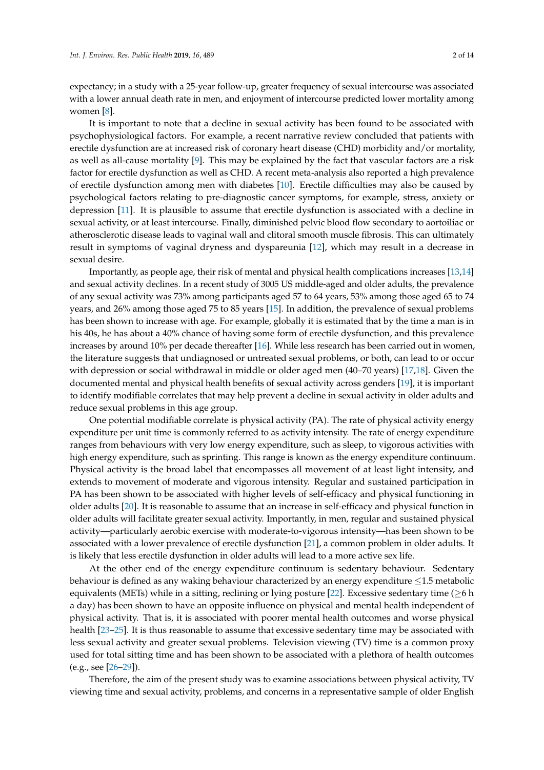expectancy; in a study with a 25-year follow-up, greater frequency of sexual intercourse was associated with a lower annual death rate in men, and enjoyment of intercourse predicted lower mortality among women [8].

It is important to note that a decline in sexual activity has been found to be associated with psychophysiological factors. For example, a recent narrative review concluded that patients with erectile dysfunction are at increased risk of coronary heart disease (CHD) morbidity and/or mortality, as well as all-cause mortality [9]. This may be explained by the fact that vascular factors are a risk factor for erectile dysfunction as well as CHD. A recent meta-analysis also reported a high prevalence of erectile dysfunction among men with diabetes [10]. Erectile difficulties may also be caused by psychological factors relating to pre-diagnostic cancer symptoms, for example, stress, anxiety or depression [11]. It is plausible to assume that erectile dysfunction is associated with a decline in sexual activity, or at least intercourse. Finally, diminished pelvic blood flow secondary to aortoiliac or atherosclerotic disease leads to vaginal wall and clitoral smooth muscle fibrosis. This can ultimately result in symptoms of vaginal dryness and dyspareunia [12], which may result in a decrease in sexual desire.

Importantly, as people age, their risk of mental and physical health complications increases [13,14] and sexual activity declines. In a recent study of 3005 US middle-aged and older adults, the prevalence of any sexual activity was 73% among participants aged 57 to 64 years, 53% among those aged 65 to 74 years, and 26% among those aged 75 to 85 years [15]. In addition, the prevalence of sexual problems has been shown to increase with age. For example, globally it is estimated that by the time a man is in his 40s, he has about a 40% chance of having some form of erectile dysfunction, and this prevalence increases by around 10% per decade thereafter [16]. While less research has been carried out in women, the literature suggests that undiagnosed or untreated sexual problems, or both, can lead to or occur with depression or social withdrawal in middle or older aged men (40–70 years) [17,18]. Given the documented mental and physical health benefits of sexual activity across genders [19], it is important to identify modifiable correlates that may help prevent a decline in sexual activity in older adults and reduce sexual problems in this age group.

One potential modifiable correlate is physical activity (PA). The rate of physical activity energy expenditure per unit time is commonly referred to as activity intensity. The rate of energy expenditure ranges from behaviours with very low energy expenditure, such as sleep, to vigorous activities with high energy expenditure, such as sprinting. This range is known as the energy expenditure continuum. Physical activity is the broad label that encompasses all movement of at least light intensity, and extends to movement of moderate and vigorous intensity. Regular and sustained participation in PA has been shown to be associated with higher levels of self-efficacy and physical functioning in older adults [20]. It is reasonable to assume that an increase in self-efficacy and physical function in older adults will facilitate greater sexual activity. Importantly, in men, regular and sustained physical activity—particularly aerobic exercise with moderate-to-vigorous intensity—has been shown to be associated with a lower prevalence of erectile dysfunction [21], a common problem in older adults. It is likely that less erectile dysfunction in older adults will lead to a more active sex life.

At the other end of the energy expenditure continuum is sedentary behaviour. Sedentary behaviour is defined as any waking behaviour characterized by an energy expenditure $\leq$1.5 metabolic equivalents (METs) while in a sitting, reclining or lying posture [22]. Excessive sedentary time ($\geq$6 h a day) has been shown to have an opposite influence on physical and mental health independent of physical activity. That is, it is associated with poorer mental health outcomes and worse physical health [23–25]. It is thus reasonable to assume that excessive sedentary time may be associated with less sexual activity and greater sexual problems. Television viewing (TV) time is a common proxy used for total sitting time and has been shown to be associated with a plethora of health outcomes (e.g., see [26–29]).

Therefore, the aim of the present study was to examine associations between physical activity, TV viewing time and sexual activity, problems, and concerns in a representative sample of older English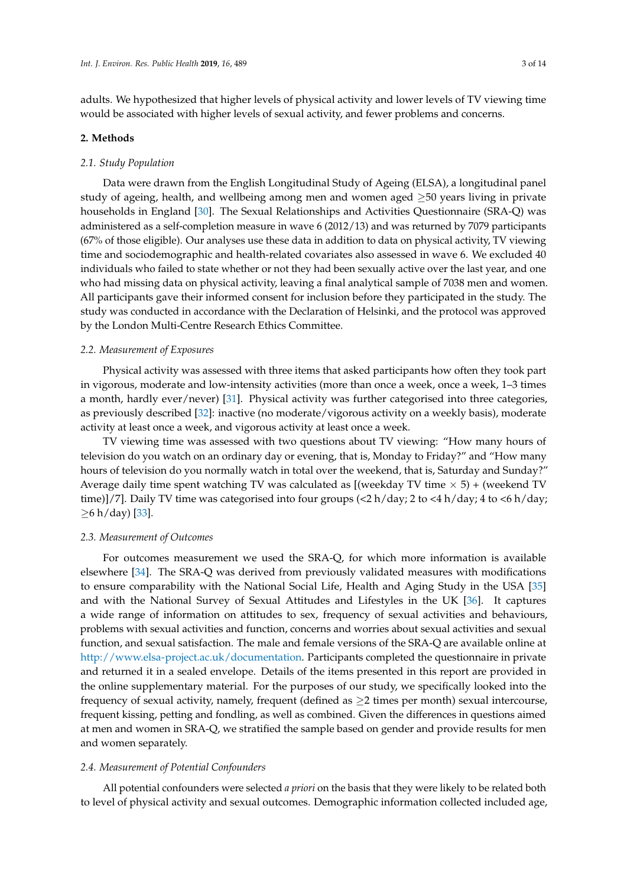adults. We hypothesized that higher levels of physical activity and lower levels of TV viewing time would be associated with higher levels of sexual activity, and fewer problems and concerns.

## 2. Methods

### 2.1. Study Population

Data were drawn from the English Longitudinal Study of Ageing (ELSA), a longitudinal panel study of ageing, health, and wellbeing among men and women aged ≥50 years living in private households in England [30]. The Sexual Relationships and Activities Questionnaire (SRA-Q) was administered as a self-completion measure in wave 6 (2012/13) and was returned by 7079 participants (67% of those eligible). Our analyses use these data in addition to data on physical activity, TV viewing time and sociodemographic and health-related covariates also assessed in wave 6. We excluded 40 individuals who failed to state whether or not they had been sexually active over the last year, and one who had missing data on physical activity, leaving a final analytical sample of 7038 men and women. All participants gave their informed consent for inclusion before they participated in the study. The study was conducted in accordance with the Declaration of Helsinki, and the protocol was approved by the London Multi-Centre Research Ethics Committee.

### 2.2. Measurement of Exposures

Physical activity was assessed with three items that asked participants how often they took part in vigorous, moderate and low-intensity activities (more than once a week, once a week, 1–3 times a month, hardly ever/never) [31]. Physical activity was further categorised into three categories, as previously described [32]: inactive (no moderate/vigorous activity on a weekly basis), moderate activity at least once a week, and vigorous activity at least once a week.

TV viewing time was assessed with two questions about TV viewing: "How many hours of television do you watch on an ordinary day or evening, that is, Monday to Friday?" and "How many hours of television do you normally watch in total over the weekend, that is, Saturday and Sunday?" Average daily time spent watching TV was calculated as [(weekday TV time × 5) + (weekend TV time)]/7]. Daily TV time was categorised into four groups (<2 h/day; 2 to <4 h/day; 4 to <6 h/day; ≥6 h/day) [33].

### 2.3. Measurement of Outcomes

For outcomes measurement we used the SRA-Q, for which more information is available elsewhere [34]. The SRA-Q was derived from previously validated measures with modifications to ensure comparability with the National Social Life, Health and Aging Study in the USA [35] and with the National Survey of Sexual Attitudes and Lifestyles in the UK [36]. It captures a wide range of information on attitudes to sex, frequency of sexual activities and behaviours, problems with sexual activities and function, concerns and worries about sexual activities and sexual function, and sexual satisfaction. The male and female versions of the SRA-Q are available online at http://www.elsa-project.ac.uk/documentation. Participants completed the questionnaire in private and returned it in a sealed envelope. Details of the items presented in this report are provided in the online supplementary material. For the purposes of our study, we specifically looked into the frequency of sexual activity, namely, frequent (defined as ≥2 times per month) sexual intercourse, frequent kissing, petting and fondling, as well as combined. Given the differences in questions aimed at men and women in SRA-Q, we stratified the sample based on gender and provide results for men and women separately.

### 2.4. Measurement of Potential Confounders

All potential confounders were selected *a priori* on the basis that they were likely to be related both to level of physical activity and sexual outcomes. Demographic information collected included age,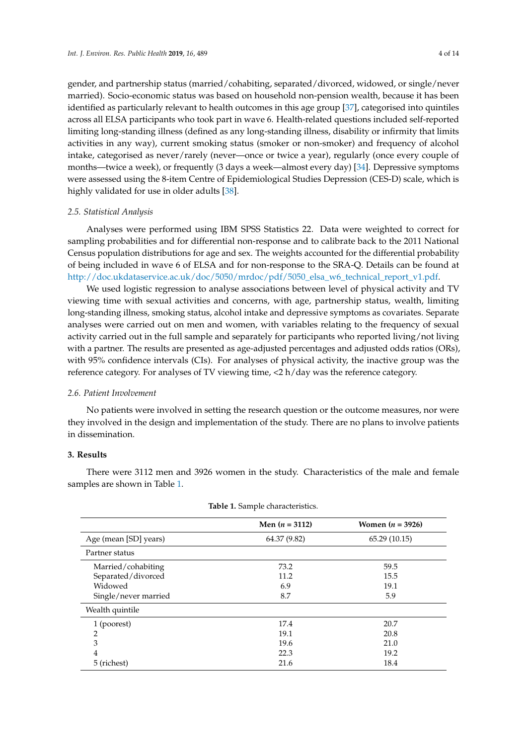gender, and partnership status (married/cohabiting, separated/divorced, widowed, or single/never married). Socio-economic status was based on household non-pension wealth, because it has been identified as particularly relevant to health outcomes in this age group [37], categorised into quintiles across all ELSA participants who took part in wave 6. Health-related questions included self-reported limiting long-standing illness (defined as any long-standing illness, disability or infirmity that limits activities in any way), current smoking status (smoker or non-smoker) and frequency of alcohol intake, categorised as never/rarely (never—once or twice a year), regularly (once every couple of months—twice a week), or frequently (3 days a week—almost every day) [34]. Depressive symptoms were assessed using the 8-item Centre of Epidemiological Studies Depression (CES-D) scale, which is highly validated for use in older adults [38].

### 2.5. Statistical Analysis

Analyses were performed using IBM SPSS Statistics 22. Data were weighted to correct for sampling probabilities and for differential non-response and to calibrate back to the 2011 National Census population distributions for age and sex. The weights accounted for the differential probability of being included in wave 6 of ELSA and for non-response to the SRA-Q. Details can be found at http://doc.ukdataservice.ac.uk/doc/5050/mrdoc/pdf/5050_elsa_w6_technical_report_v1.pdf.

We used logistic regression to analyse associations between level of physical activity and TV viewing time with sexual activities and concerns, with age, partnership status, wealth, limiting long-standing illness, smoking status, alcohol intake and depressive symptoms as covariates. Separate analyses were carried out on men and women, with variables relating to the frequency of sexual activity carried out in the full sample and separately for participants who reported living/not living with a partner. The results are presented as age-adjusted percentages and adjusted odds ratios (ORs), with 95% confidence intervals (CIs). For analyses of physical activity, the inactive group was the reference category. For analyses of TV viewing time, <2 h/day was the reference category.

### 2.6. Patient Involvement

No patients were involved in setting the research question or the outcome measures, nor were they involved in the design and implementation of the study. There are no plans to involve patients in dissemination.

## 3. Results

There were 3112 men and 3926 women in the study. Characteristics of the male and female samples are shown in Table 1.

**Table 1.** Sample characteristics.

| | Men ($n$ = 3112) | Women ($n$ = 3926) |
|---|---|---|
| Age (mean [SD] years) | 64.37 (9.82) | 65.29 (10.15) |
| Partner status | | |
| Married/cohabiting | 73.2 | 59.5 |
| Separated/divorced | 11.2 | 15.5 |
| Widowed | 6.9 | 19.1 |
| Single/never married | 8.7 | 5.9 |
| Wealth quintile | | |
| 1 (poorest) | 17.4 | 20.7 |
| 2 | 19.1 | 20.8 |
| 3 | 19.6 | 21.0 |
| 4 | 22.3 | 19.2 |
| 5 (richest) | 21.6 | 18.4 |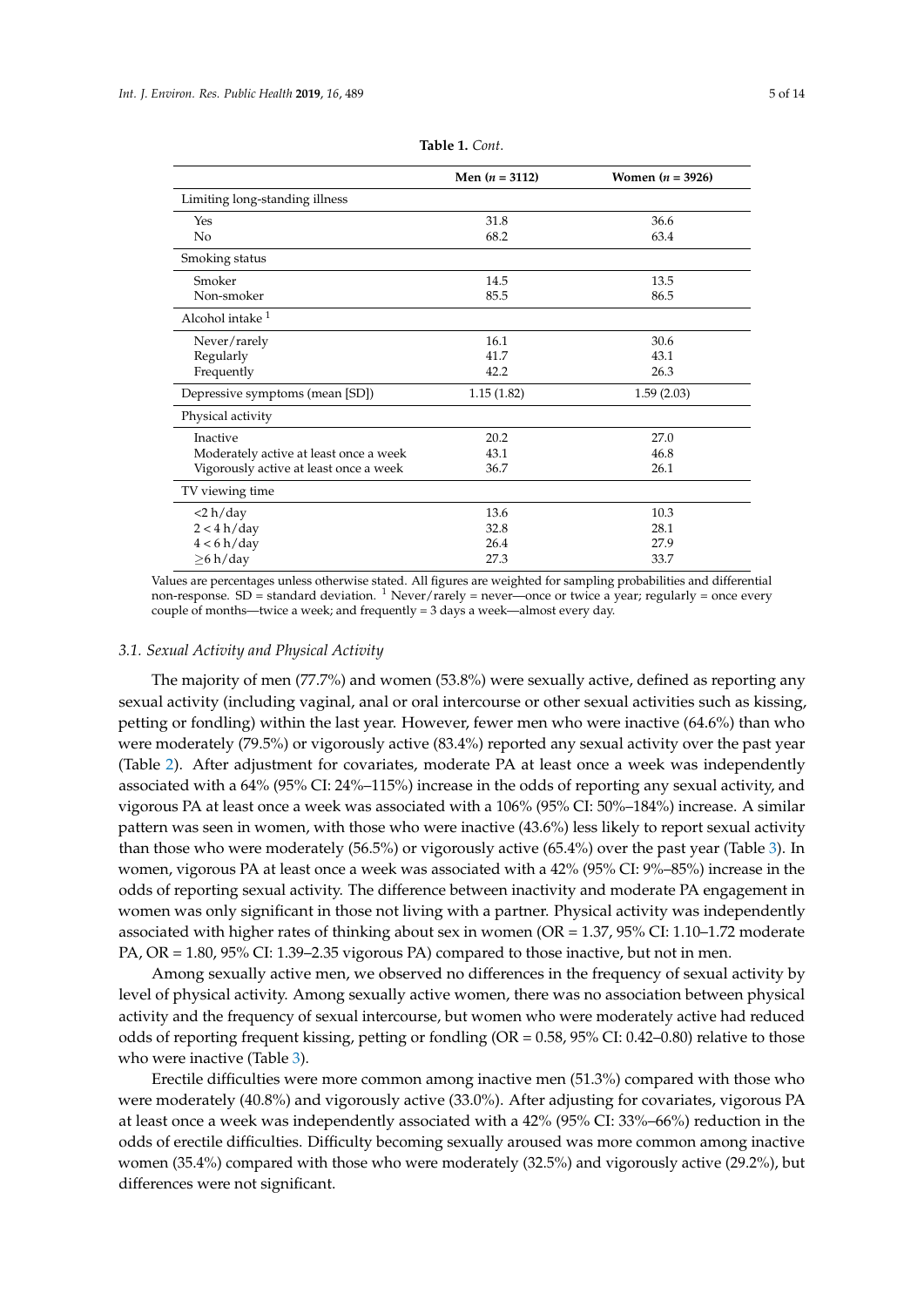**Table 1.** *Cont.*

| | Men ($n$ = 3112) | Women ($n$ = 3926) |
|---|---|---|
| Limiting long-standing illness | | |
| Yes | 31.8 | 36.6 |
| No | 68.2 | 63.4 |
| Smoking status | | |
| Smoker | 14.5 | 13.5 |
| Non-smoker | 85.5 | 86.5 |
| Alcohol intake [1] | | |
| Never/rarely | 16.1 | 30.6 |
| Regularly | 41.7 | 43.1 |
| Frequently | 42.2 | 26.3 |
| Depressive symptoms (mean [SD]) | 1.15 (1.82) | 1.59 (2.03) |
| Physical activity | | |
| Inactive | 20.2 | 27.0 |
| Moderately active at least once a week | 43.1 | 46.8 |
| Vigorously active at least once a week | 36.7 | 26.1 |
| TV viewing time | | |
| <2 h/day | 13.6 | 10.3 |
| 2 < 4 h/day | 32.8 | 28.1 |
| 4 < 6 h/day | 26.4 | 27.9 |
| ≥6 h/day | 27.3 | 33.7 |

Values are percentages unless otherwise stated. All figures are weighted for sampling probabilities and differential non-response. SD = standard deviation. [1] Never/rarely = never—once or twice a year; regularly = once every couple of months—twice a week; and frequently = 3 days a week—almost every day.

### *3.1. Sexual Activity and Physical Activity*

The majority of men (77.7%) and women (53.8%) were sexually active, defined as reporting any sexual activity (including vaginal, anal or oral intercourse or other sexual activities such as kissing, petting or fondling) within the last year. However, fewer men who were inactive (64.6%) than who were moderately (79.5%) or vigorously active (83.4%) reported any sexual activity over the past year (Table 2). After adjustment for covariates, moderate PA at least once a week was independently associated with a 64% (95% CI: 24%–115%) increase in the odds of reporting any sexual activity, and vigorous PA at least once a week was associated with a 106% (95% CI: 50%–184%) increase. A similar pattern was seen in women, with those who were inactive (43.6%) less likely to report sexual activity than those who were moderately (56.5%) or vigorously active (65.4%) over the past year (Table 3). In women, vigorous PA at least once a week was associated with a 42% (95% CI: 9%–85%) increase in the odds of reporting sexual activity. The difference between inactivity and moderate PA engagement in women was only significant in those not living with a partner. Physical activity was independently associated with higher rates of thinking about sex in women (OR = 1.37, 95% CI: 1.10–1.72 moderate PA, OR = 1.80, 95% CI: 1.39–2.35 vigorous PA) compared to those inactive, but not in men.

Among sexually active men, we observed no differences in the frequency of sexual activity by level of physical activity. Among sexually active women, there was no association between physical activity and the frequency of sexual intercourse, but women who were moderately active had reduced odds of reporting frequent kissing, petting or fondling (OR = 0.58, 95% CI: 0.42–0.80) relative to those who were inactive (Table 3).

Erectile difficulties were more common among inactive men (51.3%) compared with those who were moderately (40.8%) and vigorously active (33.0%). After adjusting for covariates, vigorous PA at least once a week was independently associated with a 42% (95% CI: 33%–66%) reduction in the odds of erectile difficulties. Difficulty becoming sexually aroused was more common among inactive women (35.4%) compared with those who were moderately (32.5%) and vigorously active (29.2%), but differences were not significant.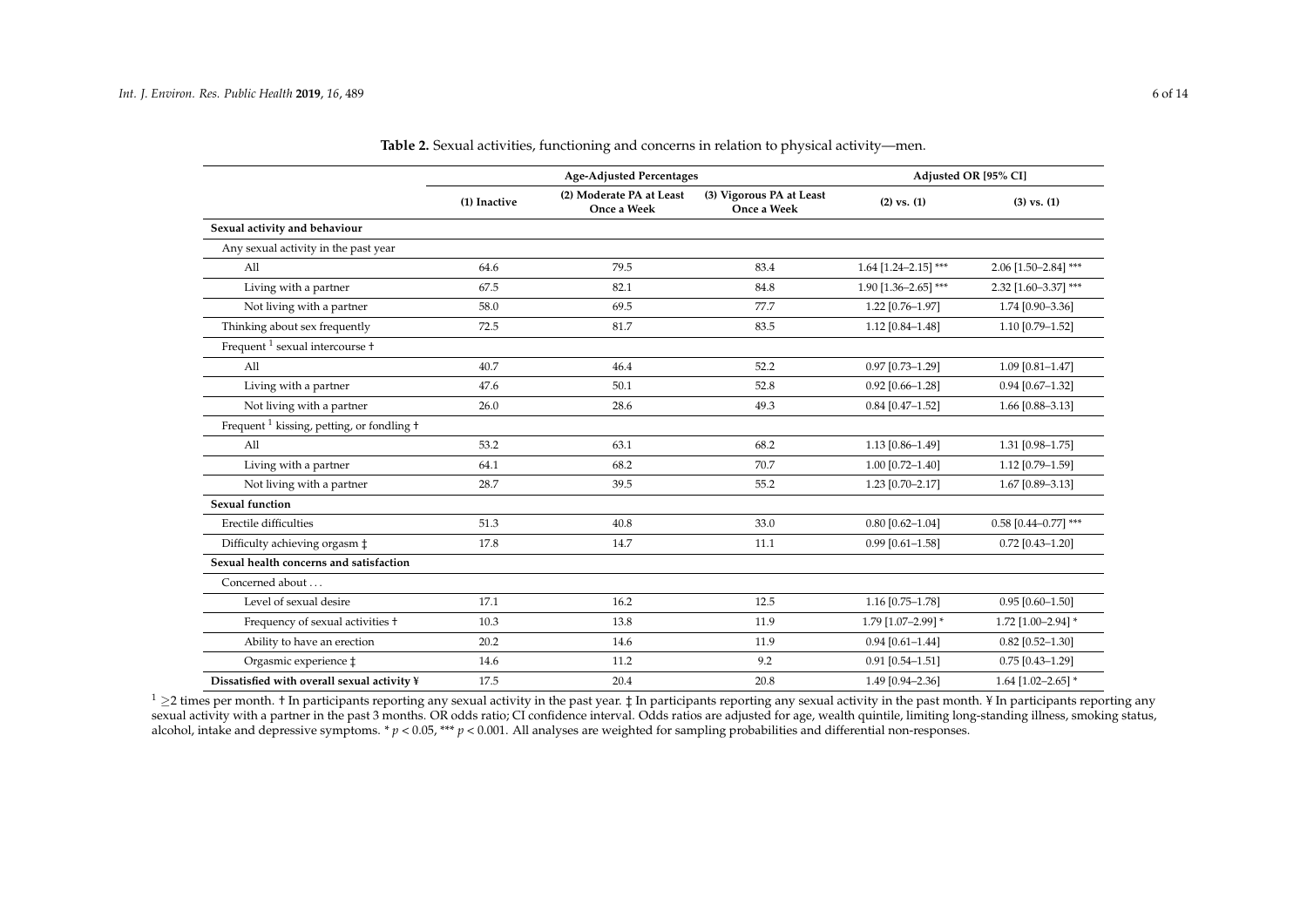**Table 2.** Sexual activities, functioning and concerns in relation to physical activity—men.

| | Age-Adjusted Percentages | | | Adjusted OR [95% CI] | |
|---|---|---|---|---|---|
| | (1) Inactive | (2) Moderate PA at Least Once a Week | (3) Vigorous PA at Least Once a Week | (2) vs. (1) | (3) vs. (1) |
| **Sexual activity and behaviour** | | | | | |
| Any sexual activity in the past year | | | | | |
| All | 64.6 | 79.5 | 83.4 | 1.64 [1.24–2.15] *** | 2.06 [1.50–2.84] *** |
| Living with a partner | 67.5 | 82.1 | 84.8 | 1.90 [1.36–2.65] *** | 2.32 [1.60–3.37] *** |
| Not living with a partner | 58.0 | 69.5 | 77.7 | 1.22 [0.76–1.97] | 1.74 [0.90–3.36] |
| Thinking about sex frequently | 72.5 | 81.7 | 83.5 | 1.12 [0.84–1.48] | 1.10 [0.79–1.52] |
| Frequent [1] sexual intercourse † | | | | | |
| All | 40.7 | 46.4 | 52.2 | 0.97 [0.73–1.29] | 1.09 [0.81–1.47] |
| Living with a partner | 47.6 | 50.1 | 52.8 | 0.92 [0.66–1.28] | 0.94 [0.67–1.32] |
| Not living with a partner | 26.0 | 28.6 | 49.3 | 0.84 [0.47–1.52] | 1.66 [0.88–3.13] |
| Frequent [1] kissing, petting, or fondling † | | | | | |
| All | 53.2 | 63.1 | 68.2 | 1.13 [0.86–1.49] | 1.31 [0.98–1.75] |
| Living with a partner | 64.1 | 68.2 | 70.7 | 1.00 [0.72–1.40] | 1.12 [0.79–1.59] |
| Not living with a partner | 28.7 | 39.5 | 55.2 | 1.23 [0.70–2.17] | 1.67 [0.89–3.13] |
| **Sexual function** | | | | | |
| Erectile difficulties | 51.3 | 40.8 | 33.0 | 0.80 [0.62–1.04] | 0.58 [0.44–0.77] *** |
| Difficulty achieving orgasm ‡ | 17.8 | 14.7 | 11.1 | 0.99 [0.61–1.58] | 0.72 [0.43–1.20] |
| **Sexual health concerns and satisfaction** | | | | | |
| Concerned about … | | | | | |
| Level of sexual desire | 17.1 | 16.2 | 12.5 | 1.16 [0.75–1.78] | 0.95 [0.60–1.50] |
| Frequency of sexual activities † | 10.3 | 13.8 | 11.9 | 1.79 [1.07–2.99] * | 1.72 [1.00–2.94] * |
| Ability to have an erection | 20.2 | 14.6 | 11.9 | 0.94 [0.61–1.44] | 0.82 [0.52–1.30] |
| Orgasmic experience ‡ | 14.6 | 11.2 | 9.2 | 0.91 [0.54–1.51] | 0.75 [0.43–1.29] |
| **Dissatisfied with overall sexual activity ¥** | 17.5 | 20.4 | 20.8 | 1.49 [0.94–2.36] | 1.64 [1.02–2.65] * |

[1] ≥2 times per month. † In participants reporting any sexual activity in the past year. ‡ In participants reporting any sexual activity in the past month. ¥ In participants reporting any sexual activity with a partner in the past 3 months. OR odds ratio; CI confidence interval. Odds ratios are adjusted for age, wealth quintile, limiting long-standing illness, smoking status, alcohol, intake and depressive symptoms. * $p < 0.05$, *** $p < 0.001$. All analyses are weighted for sampling probabilities and differential non-responses.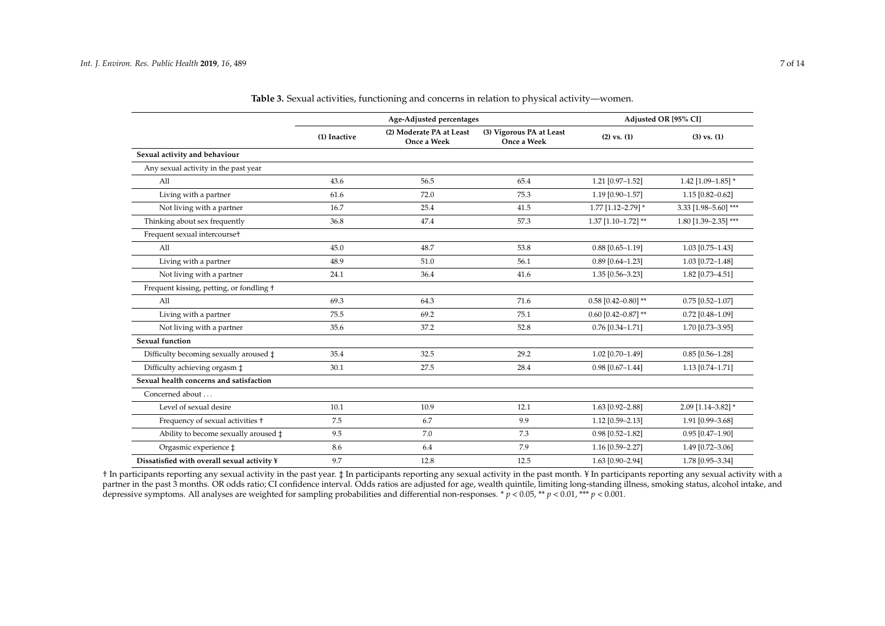**Table 3.** Sexual activities, functioning and concerns in relation to physical activity—women.

| | Age-Adjusted percentages | | | Adjusted OR [95% CI] | |
|---|---|---|---|---|---|
| | (1) Inactive | (2) Moderate PA at Least Once a Week | (3) Vigorous PA at Least Once a Week | (2) vs. (1) | (3) vs. (1) |
| **Sexual activity and behaviour** | | | | | |
| Any sexual activity in the past year | | | | | |
| All | 43.6 | 56.5 | 65.4 | 1.21 [0.97–1.52] | 1.42 [1.09–1.85] * |
| Living with a partner | 61.6 | 72.0 | 75.3 | 1.19 [0.90–1.57] | 1.15 [0.82–0.62] |
| Not living with a partner | 16.7 | 25.4 | 41.5 | 1.77 [1.12–2.79] * | 3.33 [1.98–5.60] *** |
| Thinking about sex frequently | 36.8 | 47.4 | 57.3 | 1.37 [1.10–1.72] ** | 1.80 [1.39–2.35] *** |
| Frequent sexual intercourse† | | | | | |
| All | 45.0 | 48.7 | 53.8 | 0.88 [0.65–1.19] | 1.03 [0.75–1.43] |
| Living with a partner | 48.9 | 51.0 | 56.1 | 0.89 [0.64–1.23] | 1.03 [0.72–1.48] |
| Not living with a partner | 24.1 | 36.4 | 41.6 | 1.35 [0.56–3.23] | 1.82 [0.73–4.51] |
| Frequent kissing, petting, or fondling † | | | | | |
| All | 69.3 | 64.3 | 71.6 | 0.58 [0.42–0.80] ** | 0.75 [0.52–1.07] |
| Living with a partner | 75.5 | 69.2 | 75.1 | 0.60 [0.42–0.87] ** | 0.72 [0.48–1.09] |
| Not living with a partner | 35.6 | 37.2 | 52.8 | 0.76 [0.34–1.71] | 1.70 [0.73–3.95] |
| **Sexual function** | | | | | |
| Difficulty becoming sexually aroused ‡ | 35.4 | 32.5 | 29.2 | 1.02 [0.70–1.49] | 0.85 [0.56–1.28] |
| Difficulty achieving orgasm ‡ | 30.1 | 27.5 | 28.4 | 0.98 [0.67–1.44] | 1.13 [0.74–1.71] |
| **Sexual health concerns and satisfaction** | | | | | |
| Concerned about ... | | | | | |
| Level of sexual desire | 10.1 | 10.9 | 12.1 | 1.63 [0.92–2.88] | 2.09 [1.14–3.82] * |
| Frequency of sexual activities † | 7.5 | 6.7 | 9.9 | 1.12 [0.59–2.13] | 1.91 [0.99–3.68] |
| Ability to become sexually aroused ‡ | 9.5 | 7.0 | 7.3 | 0.98 [0.52–1.82] | 0.95 [0.47–1.90] |
| Orgasmic experience ‡ | 8.6 | 6.4 | 7.9 | 1.16 [0.59–2.27] | 1.49 [0.72–3.06] |
| **Dissatisfied with overall sexual activity ¥** | 9.7 | 12.8 | 12.5 | 1.63 [0.90–2.94] | 1.78 [0.95–3.34] |

† In participants reporting any sexual activity in the past year. ‡ In participants reporting any sexual activity in the past month. ¥ In participants reporting any sexual activity with a partner in the past 3 months. OR odds ratio; CI confidence interval. Odds ratios are adjusted for age, wealth quintile, limiting long-standing illness, smoking status, alcohol intake, and depressive symptoms. All analyses are weighted for sampling probabilities and differential non-responses. * $p < 0.05$, ** $p < 0.01$, *** $p < 0.001$.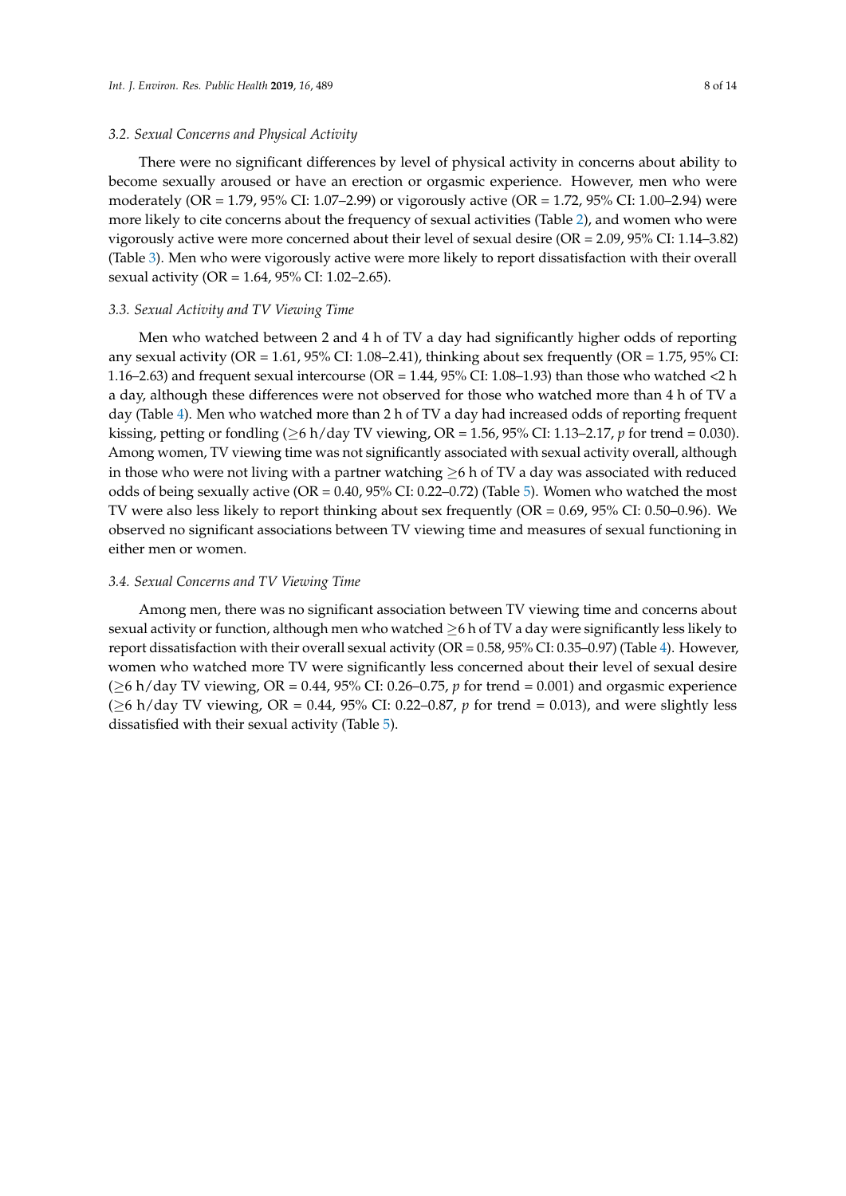### 3.2. Sexual Concerns and Physical Activity

There were no significant differences by level of physical activity in concerns about ability to become sexually aroused or have an erection or orgasmic experience. However, men who were moderately (OR = 1.79, 95% CI: 1.07–2.99) or vigorously active (OR = 1.72, 95% CI: 1.00–2.94) were more likely to cite concerns about the frequency of sexual activities (Table 2), and women who were vigorously active were more concerned about their level of sexual desire (OR = 2.09, 95% CI: 1.14–3.82) (Table 3). Men who were vigorously active were more likely to report dissatisfaction with their overall sexual activity (OR = 1.64, 95% CI: 1.02–2.65).

### 3.3. Sexual Activity and TV Viewing Time

Men who watched between 2 and 4 h of TV a day had significantly higher odds of reporting any sexual activity (OR = 1.61, 95% CI: 1.08–2.41), thinking about sex frequently (OR = 1.75, 95% CI: 1.16–2.63) and frequent sexual intercourse (OR = 1.44, 95% CI: 1.08–1.93) than those who watched <2 h a day, although these differences were not observed for those who watched more than 4 h of TV a day (Table 4). Men who watched more than 2 h of TV a day had increased odds of reporting frequent kissing, petting or fondling (≥6 h/day TV viewing, OR = 1.56, 95% CI: 1.13–2.17, *p* for trend = 0.030). Among women, TV viewing time was not significantly associated with sexual activity overall, although in those who were not living with a partner watching ≥6 h of TV a day was associated with reduced odds of being sexually active (OR = 0.40, 95% CI: 0.22–0.72) (Table 5). Women who watched the most TV were also less likely to report thinking about sex frequently (OR = 0.69, 95% CI: 0.50–0.96). We observed no significant associations between TV viewing time and measures of sexual functioning in either men or women.

### 3.4. Sexual Concerns and TV Viewing Time

Among men, there was no significant association between TV viewing time and concerns about sexual activity or function, although men who watched ≥6 h of TV a day were significantly less likely to report dissatisfaction with their overall sexual activity (OR = 0.58, 95% CI: 0.35–0.97) (Table 4). However, women who watched more TV were significantly less concerned about their level of sexual desire (≥6 h/day TV viewing, OR = 0.44, 95% CI: 0.26–0.75, *p* for trend = 0.001) and orgasmic experience (≥6 h/day TV viewing, OR = 0.44, 95% CI: 0.22–0.87, *p* for trend = 0.013), and were slightly less dissatisfied with their sexual activity (Table 5).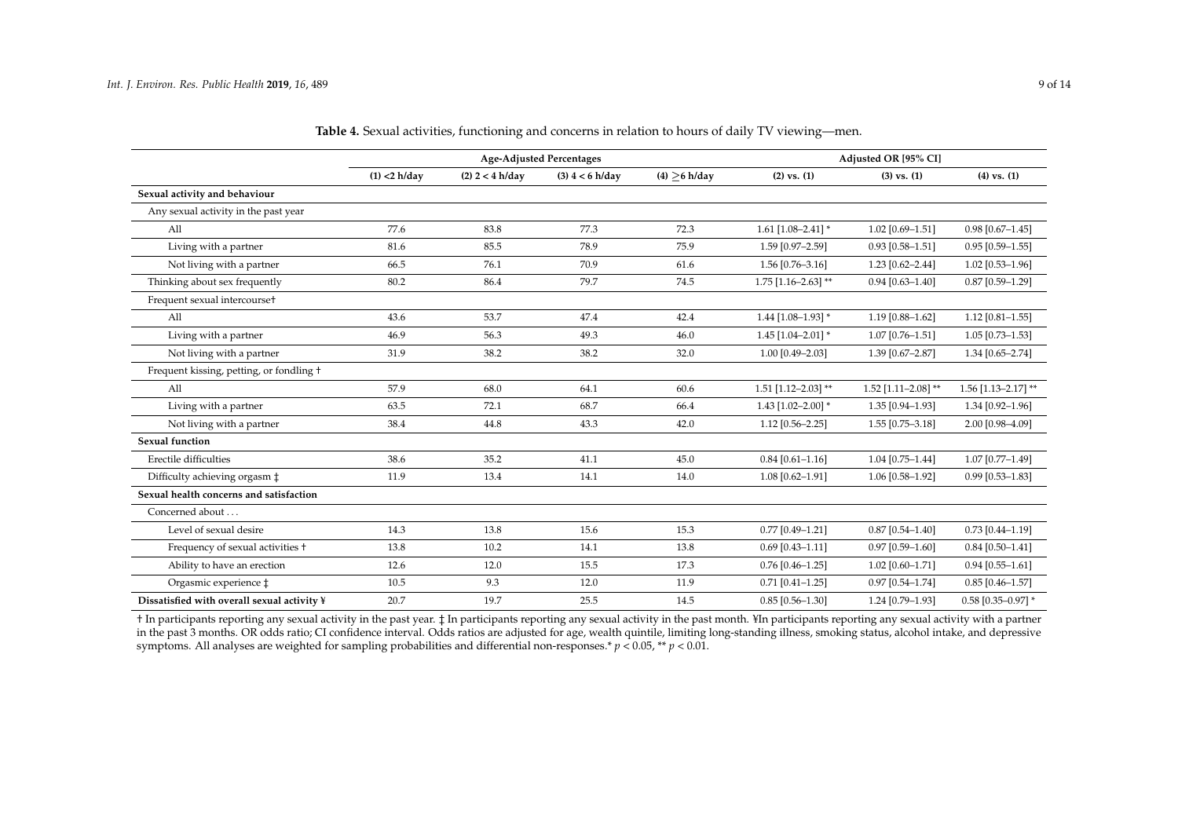**Table 4.** Sexual activities, functioning and concerns in relation to hours of daily TV viewing—men.

| | Age-Adjusted Percentages | | | | Adjusted OR [95% CI] | | |
|---|---|---|---|---|---|---|---|
| | (1) <2 h/day | (2) 2 < 4 h/day | (3) 4 < 6 h/day | (4) ≥6 h/day | (2) vs. (1) | (3) vs. (1) | (4) vs. (1) |
| **Sexual activity and behaviour** | | | | | | | |
| Any sexual activity in the past year | | | | | | | |
| All | 77.6 | 83.8 | 77.3 | 72.3 | 1.61 [1.08–2.41] * | 1.02 [0.69–1.51] | 0.98 [0.67–1.45] |
| Living with a partner | 81.6 | 85.5 | 78.9 | 75.9 | 1.59 [0.97–2.59] | 0.93 [0.58–1.51] | 0.95 [0.59–1.55] |
| Not living with a partner | 66.5 | 76.1 | 70.9 | 61.6 | 1.56 [0.76–3.16] | 1.23 [0.62–2.44] | 1.02 [0.53–1.96] |
| Thinking about sex frequently | 80.2 | 86.4 | 79.7 | 74.5 | 1.75 [1.16–2.63] ** | 0.94 [0.63–1.40] | 0.87 [0.59–1.29] |
| Frequent sexual intercourse† | | | | | | | |
| All | 43.6 | 53.7 | 47.4 | 42.4 | 1.44 [1.08–1.93] * | 1.19 [0.88–1.62] | 1.12 [0.81–1.55] |
| Living with a partner | 46.9 | 56.3 | 49.3 | 46.0 | 1.45 [1.04–2.01] * | 1.07 [0.76–1.51] | 1.05 [0.73–1.53] |
| Not living with a partner | 31.9 | 38.2 | 38.2 | 32.0 | 1.00 [0.49–2.03] | 1.39 [0.67–2.87] | 1.34 [0.65–2.74] |
| Frequent kissing, petting, or fondling † | | | | | | | |
| All | 57.9 | 68.0 | 64.1 | 60.6 | 1.51 [1.12–2.03] ** | 1.52 [1.11–2.08] ** | 1.56 [1.13–2.17] ** |
| Living with a partner | 63.5 | 72.1 | 68.7 | 66.4 | 1.43 [1.02–2.00] * | 1.35 [0.94–1.93] | 1.34 [0.92–1.96] |
| Not living with a partner | 38.4 | 44.8 | 43.3 | 42.0 | 1.12 [0.56–2.25] | 1.55 [0.75–3.18] | 2.00 [0.98–4.09] |
| **Sexual function** | | | | | | | |
| Erectile difficulties | 38.6 | 35.2 | 41.1 | 45.0 | 0.84 [0.61–1.16] | 1.04 [0.75–1.44] | 1.07 [0.77–1.49] |
| Difficulty achieving orgasm ‡ | 11.9 | 13.4 | 14.1 | 14.0 | 1.08 [0.62–1.91] | 1.06 [0.58–1.92] | 0.99 [0.53–1.83] |
| **Sexual health concerns and satisfaction** | | | | | | | |
| Concerned about ... | | | | | | | |
| Level of sexual desire | 14.3 | 13.8 | 15.6 | 15.3 | 0.77 [0.49–1.21] | 0.87 [0.54–1.40] | 0.73 [0.44–1.19] |
| Frequency of sexual activities † | 13.8 | 10.2 | 14.1 | 13.8 | 0.69 [0.43–1.11] | 0.97 [0.59–1.60] | 0.84 [0.50–1.41] |
| Ability to have an erection | 12.6 | 12.0 | 15.5 | 17.3 | 0.76 [0.46–1.25] | 1.02 [0.60–1.71] | 0.94 [0.55–1.61] |
| Orgasmic experience ‡ | 10.5 | 9.3 | 12.0 | 11.9 | 0.71 [0.41–1.25] | 0.97 [0.54–1.74] | 0.85 [0.46–1.57] |
| **Dissatisfied with overall sexual activity ¥** | 20.7 | 19.7 | 25.5 | 14.5 | 0.85 [0.56–1.30] | 1.24 [0.79–1.93] | 0.58 [0.35–0.97] * |

† In participants reporting any sexual activity in the past year. ‡ In participants reporting any sexual activity in the past month. ¥In participants reporting any sexual activity with a partner in the past 3 months. OR odds ratio; CI confidence interval. Odds ratios are adjusted for age, wealth quintile, limiting long-standing illness, smoking status, alcohol intake, and depressive symptoms. All analyses are weighted for sampling probabilities and differential non-responses.* $p < 0.05$, ** $p < 0.01$.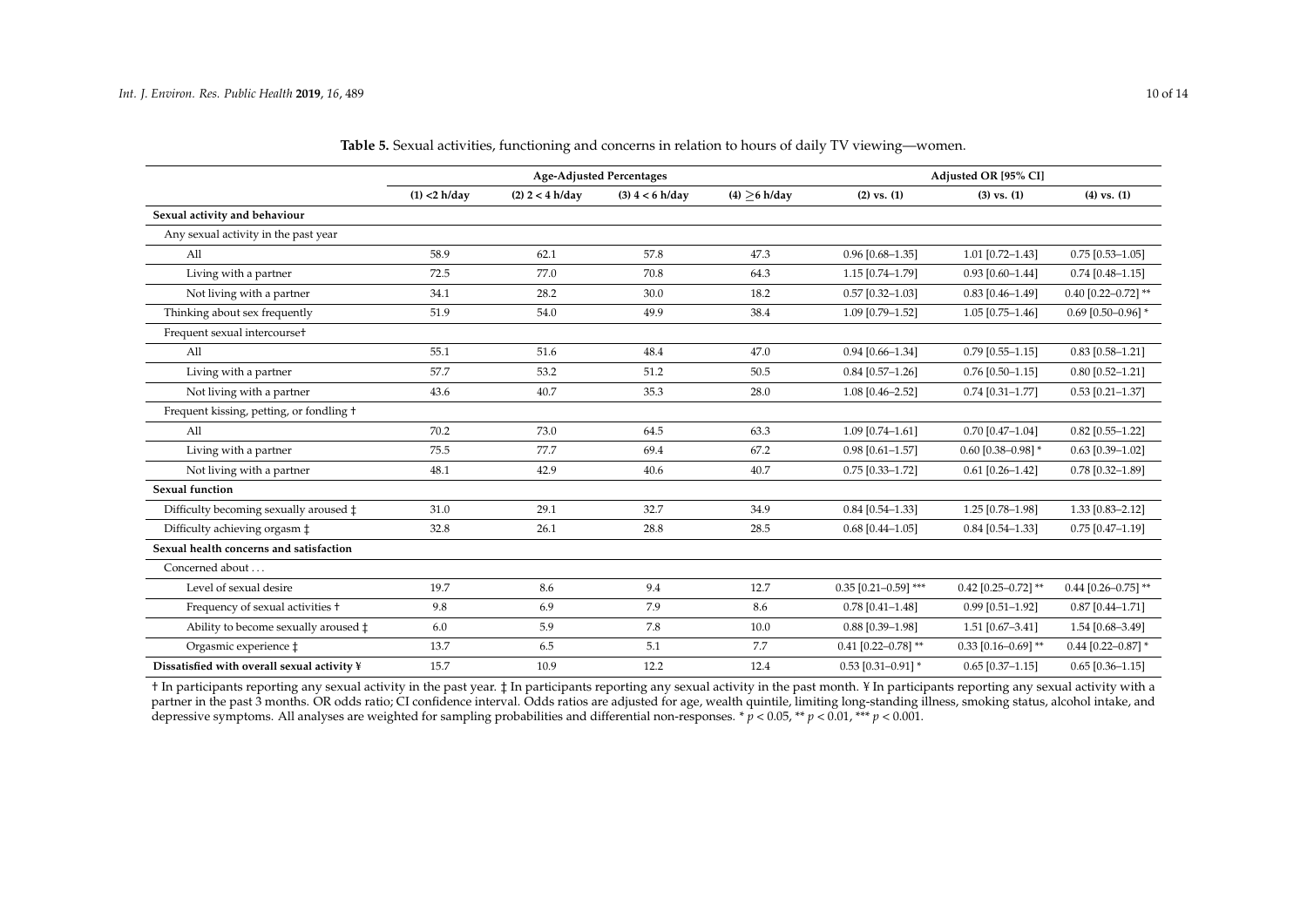**Table 5.** Sexual activities, functioning and concerns in relation to hours of daily TV viewing—women.

| | Age-Adjusted Percentages | | | | Adjusted OR [95% CI] | | |
|---|---|---|---|---|---|---|---|
| | (1) <2 h/day | (2) 2 < 4 h/day | (3) 4 < 6 h/day | (4) ≥6 h/day | (2) vs. (1) | (3) vs. (1) | (4) vs. (1) |
| **Sexual activity and behaviour** | | | | | | | |
| Any sexual activity in the past year | | | | | | | |
| All | 58.9 | 62.1 | 57.8 | 47.3 | 0.96 [0.68–1.35] | 1.01 [0.72–1.43] | 0.75 [0.53–1.05] |
| Living with a partner | 72.5 | 77.0 | 70.8 | 64.3 | 1.15 [0.74–1.79] | 0.93 [0.60–1.44] | 0.74 [0.48–1.15] |
| Not living with a partner | 34.1 | 28.2 | 30.0 | 18.2 | 0.57 [0.32–1.03] | 0.83 [0.46–1.49] | 0.40 [0.22–0.72] ** |
| Thinking about sex frequently | 51.9 | 54.0 | 49.9 | 38.4 | 1.09 [0.79–1.52] | 1.05 [0.75–1.46] | 0.69 [0.50–0.96] * |
| Frequent sexual intercourse† | | | | | | | |
| All | 55.1 | 51.6 | 48.4 | 47.0 | 0.94 [0.66–1.34] | 0.79 [0.55–1.15] | 0.83 [0.58–1.21] |
| Living with a partner | 57.7 | 53.2 | 51.2 | 50.5 | 0.84 [0.57–1.26] | 0.76 [0.50–1.15] | 0.80 [0.52–1.21] |
| Not living with a partner | 43.6 | 40.7 | 35.3 | 28.0 | 1.08 [0.46–2.52] | 0.74 [0.31–1.77] | 0.53 [0.21–1.37] |
| Frequent kissing, petting, or fondling † | | | | | | | |
| All | 70.2 | 73.0 | 64.5 | 63.3 | 1.09 [0.74–1.61] | 0.70 [0.47–1.04] | 0.82 [0.55–1.22] |
| Living with a partner | 75.5 | 77.7 | 69.4 | 67.2 | 0.98 [0.61–1.57] | 0.60 [0.38–0.98] * | 0.63 [0.39–1.02] |
| Not living with a partner | 48.1 | 42.9 | 40.6 | 40.7 | 0.75 [0.33–1.72] | 0.61 [0.26–1.42] | 0.78 [0.32–1.89] |
| **Sexual function** | | | | | | | |
| Difficulty becoming sexually aroused ‡ | 31.0 | 29.1 | 32.7 | 34.9 | 0.84 [0.54–1.33] | 1.25 [0.78–1.98] | 1.33 [0.83–2.12] |
| Difficulty achieving orgasm ‡ | 32.8 | 26.1 | 28.8 | 28.5 | 0.68 [0.44–1.05] | 0.84 [0.54–1.33] | 0.75 [0.47–1.19] |
| **Sexual health concerns and satisfaction** | | | | | | | |
| Concerned about ... | | | | | | | |
| Level of sexual desire | 19.7 | 8.6 | 9.4 | 12.7 | 0.35 [0.21–0.59] *** | 0.42 [0.25–0.72] ** | 0.44 [0.26–0.75] ** |
| Frequency of sexual activities † | 9.8 | 6.9 | 7.9 | 8.6 | 0.78 [0.41–1.48] | 0.99 [0.51–1.92] | 0.87 [0.44–1.71] |
| Ability to become sexually aroused ‡ | 6.0 | 5.9 | 7.8 | 10.0 | 0.88 [0.39–1.98] | 1.51 [0.67–3.41] | 1.54 [0.68–3.49] |
| Orgasmic experience ‡ | 13.7 | 6.5 | 5.1 | 7.7 | 0.41 [0.22–0.78] ** | 0.33 [0.16–0.69] ** | 0.44 [0.22–0.87] * |
| **Dissatisfied with overall sexual activity ¥** | 15.7 | 10.9 | 12.2 | 12.4 | 0.53 [0.31–0.91] * | 0.65 [0.37–1.15] | 0.65 [0.36–1.15] |

† In participants reporting any sexual activity in the past year. ‡ In participants reporting any sexual activity in the past month. ¥ In participants reporting any sexual activity with a partner in the past 3 months. OR odds ratio; CI confidence interval. Odds ratios are adjusted for age, wealth quintile, limiting long-standing illness, smoking status, alcohol intake, and depressive symptoms. All analyses are weighted for sampling probabilities and differential non-responses. * $p < 0.05$, ** $p < 0.01$, *** $p < 0.001$.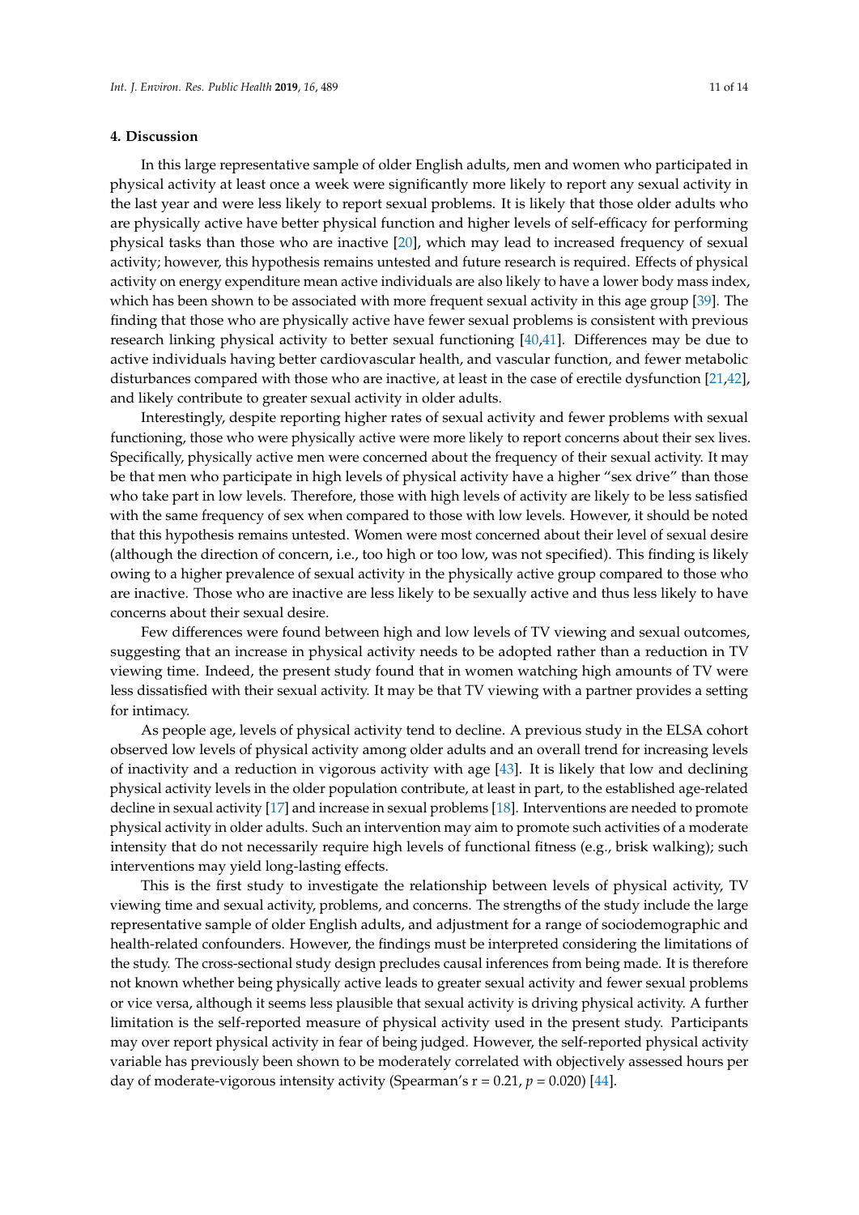## 4. Discussion

In this large representative sample of older English adults, men and women who participated in physical activity at least once a week were significantly more likely to report any sexual activity in the last year and were less likely to report sexual problems. It is likely that those older adults who are physically active have better physical function and higher levels of self-efficacy for performing physical tasks than those who are inactive [20], which may lead to increased frequency of sexual activity; however, this hypothesis remains untested and future research is required. Effects of physical activity on energy expenditure mean active individuals are also likely to have a lower body mass index, which has been shown to be associated with more frequent sexual activity in this age group [39]. The finding that those who are physically active have fewer sexual problems is consistent with previous research linking physical activity to better sexual functioning [40,41]. Differences may be due to active individuals having better cardiovascular health, and vascular function, and fewer metabolic disturbances compared with those who are inactive, at least in the case of erectile dysfunction [21,42], and likely contribute to greater sexual activity in older adults.

Interestingly, despite reporting higher rates of sexual activity and fewer problems with sexual functioning, those who were physically active were more likely to report concerns about their sex lives. Specifically, physically active men were concerned about the frequency of their sexual activity. It may be that men who participate in high levels of physical activity have a higher "sex drive" than those who take part in low levels. Therefore, those with high levels of activity are likely to be less satisfied with the same frequency of sex when compared to those with low levels. However, it should be noted that this hypothesis remains untested. Women were most concerned about their level of sexual desire (although the direction of concern, i.e., too high or too low, was not specified). This finding is likely owing to a higher prevalence of sexual activity in the physically active group compared to those who are inactive. Those who are inactive are less likely to be sexually active and thus less likely to have concerns about their sexual desire.

Few differences were found between high and low levels of TV viewing and sexual outcomes, suggesting that an increase in physical activity needs to be adopted rather than a reduction in TV viewing time. Indeed, the present study found that in women watching high amounts of TV were less dissatisfied with their sexual activity. It may be that TV viewing with a partner provides a setting for intimacy.

As people age, levels of physical activity tend to decline. A previous study in the ELSA cohort observed low levels of physical activity among older adults and an overall trend for increasing levels of inactivity and a reduction in vigorous activity with age [43]. It is likely that low and declining physical activity levels in the older population contribute, at least in part, to the established age-related decline in sexual activity [17] and increase in sexual problems [18]. Interventions are needed to promote physical activity in older adults. Such an intervention may aim to promote such activities of a moderate intensity that do not necessarily require high levels of functional fitness (e.g., brisk walking); such interventions may yield long-lasting effects.

This is the first study to investigate the relationship between levels of physical activity, TV viewing time and sexual activity, problems, and concerns. The strengths of the study include the large representative sample of older English adults, and adjustment for a range of sociodemographic and health-related confounders. However, the findings must be interpreted considering the limitations of the study. The cross-sectional study design precludes causal inferences from being made. It is therefore not known whether being physically active leads to greater sexual activity and fewer sexual problems or vice versa, although it seems less plausible that sexual activity is driving physical activity. A further limitation is the self-reported measure of physical activity used in the present study. Participants may over report physical activity in fear of being judged. However, the self-reported physical activity variable has previously been shown to be moderately correlated with objectively assessed hours per day of moderate-vigorous intensity activity (Spearman's $r = 0.21$, $p = 0.020$) [44].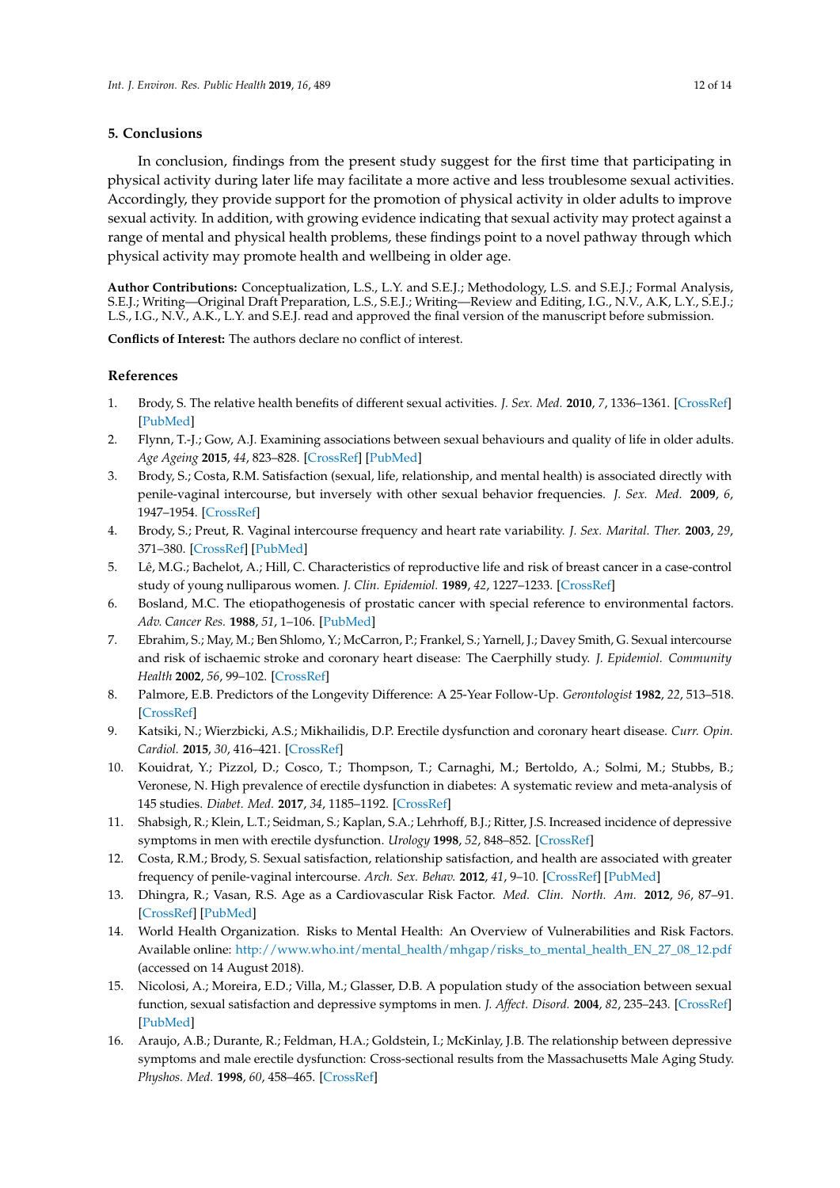## 5. Conclusions

In conclusion, findings from the present study suggest for the first time that participating in physical activity during later life may facilitate a more active and less troublesome sexual activities. Accordingly, they provide support for the promotion of physical activity in older adults to improve sexual activity. In addition, with growing evidence indicating that sexual activity may protect against a range of mental and physical health problems, these findings point to a novel pathway through which physical activity may promote health and wellbeing in older age.

**Author Contributions:** Conceptualization, L.S., L.Y. and S.E.J.; Methodology, L.S. and S.E.J.; Formal Analysis, S.E.J.; Writing—Original Draft Preparation, L.S., S.E.J.; Writing—Review and Editing, I.G., N.V., A.K, L.Y., S.E.J.; L.S., I.G., N.V., A.K., L.Y. and S.E.J. read and approved the final version of the manuscript before submission.

**Conflicts of Interest:** The authors declare no conflict of interest.

## References

1. Brody, S. The relative health benefits of different sexual activities. *J. Sex. Med.* **2010**, *7*, 1336–1361. [CrossRef] [PubMed]
2. Flynn, T.-J.; Gow, A.J. Examining associations between sexual behaviours and quality of life in older adults. *Age Ageing* **2015**, *44*, 823–828. [CrossRef] [PubMed]
3. Brody, S.; Costa, R.M. Satisfaction (sexual, life, relationship, and mental health) is associated directly with penile-vaginal intercourse, but inversely with other sexual behavior frequencies. *J. Sex. Med.* **2009**, *6*, 1947–1954. [CrossRef]
4. Brody, S.; Preut, R. Vaginal intercourse frequency and heart rate variability. *J. Sex. Marital. Ther.* **2003**, *29*, 371–380. [CrossRef] [PubMed]
5. Lê, M.G.; Bachelot, A.; Hill, C. Characteristics of reproductive life and risk of breast cancer in a case-control study of young nulliparous women. *J. Clin. Epidemiol.* **1989**, *42*, 1227–1233. [CrossRef]
6. Bosland, M.C. The etiopathogenesis of prostatic cancer with special reference to environmental factors. *Adv. Cancer Res.* **1988**, *51*, 1–106. [PubMed]
7. Ebrahim, S.; May, M.; Ben Shlomo, Y.; McCarron, P.; Frankel, S.; Yarnell, J.; Davey Smith, G. Sexual intercourse and risk of ischaemic stroke and coronary heart disease: The Caerphilly study. *J. Epidemiol. Community Health* **2002**, *56*, 99–102. [CrossRef]
8. Palmore, E.B. Predictors of the Longevity Difference: A 25-Year Follow-Up. *Gerontologist* **1982**, *22*, 513–518. [CrossRef]
9. Katsiki, N.; Wierzbicki, A.S.; Mikhailidis, D.P. Erectile dysfunction and coronary heart disease. *Curr. Opin. Cardiol.* **2015**, *30*, 416–421. [CrossRef]
10. Kouidrat, Y.; Pizzol, D.; Cosco, T.; Thompson, T.; Carnaghi, M.; Bertoldo, A.; Solmi, M.; Stubbs, B.; Veronese, N. High prevalence of erectile dysfunction in diabetes: A systematic review and meta-analysis of 145 studies. *Diabet. Med.* **2017**, *34*, 1185–1192. [CrossRef]
11. Shabsigh, R.; Klein, L.T.; Seidman, S.; Kaplan, S.A.; Lehrhoff, B.J.; Ritter, J.S. Increased incidence of depressive symptoms in men with erectile dysfunction. *Urology* **1998**, *52*, 848–852. [CrossRef]
12. Costa, R.M.; Brody, S. Sexual satisfaction, relationship satisfaction, and health are associated with greater frequency of penile-vaginal intercourse. *Arch. Sex. Behav.* **2012**, *41*, 9–10. [CrossRef] [PubMed]
13. Dhingra, R.; Vasan, R.S. Age as a Cardiovascular Risk Factor. *Med. Clin. North. Am.* **2012**, *96*, 87–91. [CrossRef] [PubMed]
14. World Health Organization. Risks to Mental Health: An Overview of Vulnerabilities and Risk Factors. Available online: http://www.who.int/mental_health/mhgap/risks_to_mental_health_EN_27_08_12.pdf (accessed on 14 August 2018).
15. Nicolosi, A.; Moreira, E.D.; Villa, M.; Glasser, D.B. A population study of the association between sexual function, sexual satisfaction and depressive symptoms in men. *J. Affect. Disord.* **2004**, *82*, 235–243. [CrossRef] [PubMed]
16. Araujo, A.B.; Durante, R.; Feldman, H.A.; Goldstein, I.; McKinlay, J.B. The relationship between depressive symptoms and male erectile dysfunction: Cross-sectional results from the Massachusetts Male Aging Study. *Physos. Med.* **1998**, *60*, 458–465. [CrossRef]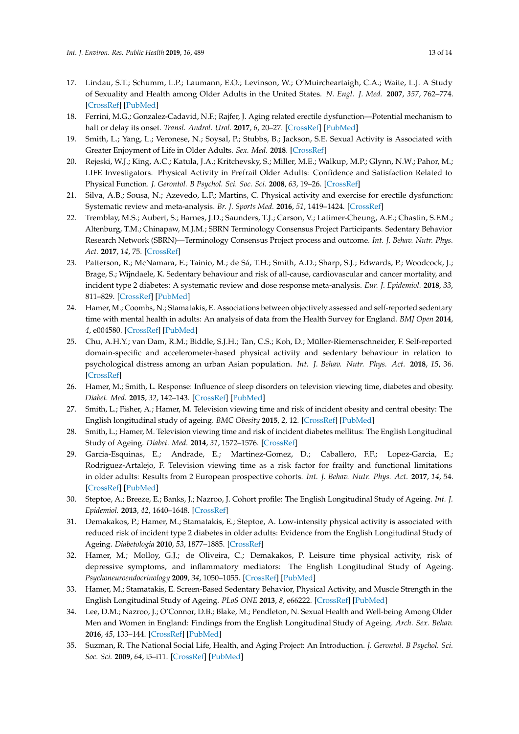17. Lindau, S.T.; Schumm, L.P.; Laumann, E.O.; Levinson, W.; O'Muircheartaigh, C.A.; Waite, L.J. A Study of Sexuality and Health among Older Adults in the United States. *N. Engl. J. Med.* **2007**, *357*, 762–774. [CrossRef] [PubMed]
18. Ferrini, M.G.; Gonzalez-Cadavid, N.F.; Rajfer, J. Aging related erectile dysfunction—Potential mechanism to halt or delay its onset. *Transl. Androl. Urol.* **2017**, *6*, 20–27. [CrossRef] [PubMed]
19. Smith, L.; Yang, L.; Veronese, N.; Soysal, P.; Stubbs, B.; Jackson, S.E. Sexual Activity is Associated with Greater Enjoyment of Life in Older Adults. *Sex. Med.* **2018**. [CrossRef]
20. Rejeski, W.J.; King, A.C.; Katula, J.A.; Kritchevsky, S.; Miller, M.E.; Walkup, M.P.; Glynn, N.W.; Pahor, M.; LIFE Investigators. Physical Activity in Prefrail Older Adults: Confidence and Satisfaction Related to Physical Function. *J. Gerontol. B Psychol. Sci. Soc. Sci.* **2008**, *63*, 19–26. [CrossRef]
21. Silva, A.B.; Sousa, N.; Azevedo, L.F.; Martins, C. Physical activity and exercise for erectile dysfunction: Systematic review and meta-analysis. *Br. J. Sports Med.* **2016**, *51*, 1419–1424. [CrossRef]
22. Tremblay, M.S.; Aubert, S.; Barnes, J.D.; Saunders, T.J.; Carson, V.; Latimer-Cheung, A.E.; Chastin, S.F.M.; Altenburg, T.M.; Chinapaw, M.J.M.; SBRN Terminology Consensus Project Participants. Sedentary Behavior Research Network (SBRN)—Terminology Consensus Project process and outcome. *Int. J. Behav. Nutr. Phys. Act.* **2017**, *14*, 75. [CrossRef]
23. Patterson, R.; McNamara, E.; Tainio, M.; de Sá, T.H.; Smith, A.D.; Sharp, S.J.; Edwards, P.; Woodcock, J.; Brage, S.; Wijndaele, K. Sedentary behaviour and risk of all-cause, cardiovascular and cancer mortality, and incident type 2 diabetes: A systematic review and dose response meta-analysis. *Eur. J. Epidemiol.* **2018**, *33*, 811–829. [CrossRef] [PubMed]
24. Hamer, M.; Coombs, N.; Stamatakis, E. Associations between objectively assessed and self-reported sedentary time with mental health in adults: An analysis of data from the Health Survey for England. *BMJ Open* **2014**, *4*, e004580. [CrossRef] [PubMed]
25. Chu, A.H.Y.; van Dam, R.M.; Biddle, S.J.H.; Tan, C.S.; Koh, D.; Müller-Riemenschneider, F. Self-reported domain-specific and accelerometer-based physical activity and sedentary behaviour in relation to psychological distress among an urban Asian population. *Int. J. Behav. Nutr. Phys. Act.* **2018**, *15*, 36. [CrossRef]
26. Hamer, M.; Smith, L. Response: Influence of sleep disorders on television viewing time, diabetes and obesity. *Diabet. Med.* **2015**, *32*, 142–143. [CrossRef] [PubMed]
27. Smith, L.; Fisher, A.; Hamer, M. Television viewing time and risk of incident obesity and central obesity: The English longitudinal study of ageing. *BMC Obesity* **2015**, *2*, 12. [CrossRef] [PubMed]
28. Smith, L.; Hamer, M. Television viewing time and risk of incident diabetes mellitus: The English Longitudinal Study of Ageing. *Diabet. Med.* **2014**, *31*, 1572–1576. [CrossRef]
29. Garcia-Esquinas, E.; Andrade, E.; Martinez-Gomez, D.; Caballero, F.F.; Lopez-Garcia, E.; Rodriguez-Artalejo, F. Television viewing time as a risk factor for frailty and functional limitations in older adults: Results from 2 European prospective cohorts. *Int. J. Behav. Nutr. Phys. Act.* **2017**, *14*, 54. [CrossRef] [PubMed]
30. Steptoe, A.; Breeze, E.; Banks, J.; Nazroo, J. Cohort profile: The English Longitudinal Study of Ageing. *Int. J. Epidemiol.* **2013**, *42*, 1640–1648. [CrossRef]
31. Demakakos, P.; Hamer, M.; Stamatakis, E.; Steptoe, A. Low-intensity physical activity is associated with reduced risk of incident type 2 diabetes in older adults: Evidence from the English Longitudinal Study of Ageing. *Diabetologia* **2010**, *53*, 1877–1885. [CrossRef]
32. Hamer, M.; Molloy, G.J.; de Oliveira, C.; Demakakos, P. Leisure time physical activity, risk of depressive symptoms, and inflammatory mediators: The English Longitudinal Study of Ageing. *Psychoneuroendocrinology* **2009**, *34*, 1050–1055. [CrossRef] [PubMed]
33. Hamer, M.; Stamatakis, E. Screen-Based Sedentary Behavior, Physical Activity, and Muscle Strength in the English Longitudinal Study of Ageing. *PLoS ONE* **2013**, *8*, e66222. [CrossRef] [PubMed]
34. Lee, D.M.; Nazroo, J.; O'Connor, D.B.; Blake, M.; Pendleton, N. Sexual Health and Well-being Among Older Men and Women in England: Findings from the English Longitudinal Study of Ageing. *Arch. Sex. Behav.* **2016**, *45*, 133–144. [CrossRef] [PubMed]
35. Suzman, R. The National Social Life, Health, and Aging Project: An Introduction. *J. Gerontol. B Psychol. Sci. Soc. Sci.* **2009**, *64*, i5–i11. [CrossRef] [PubMed]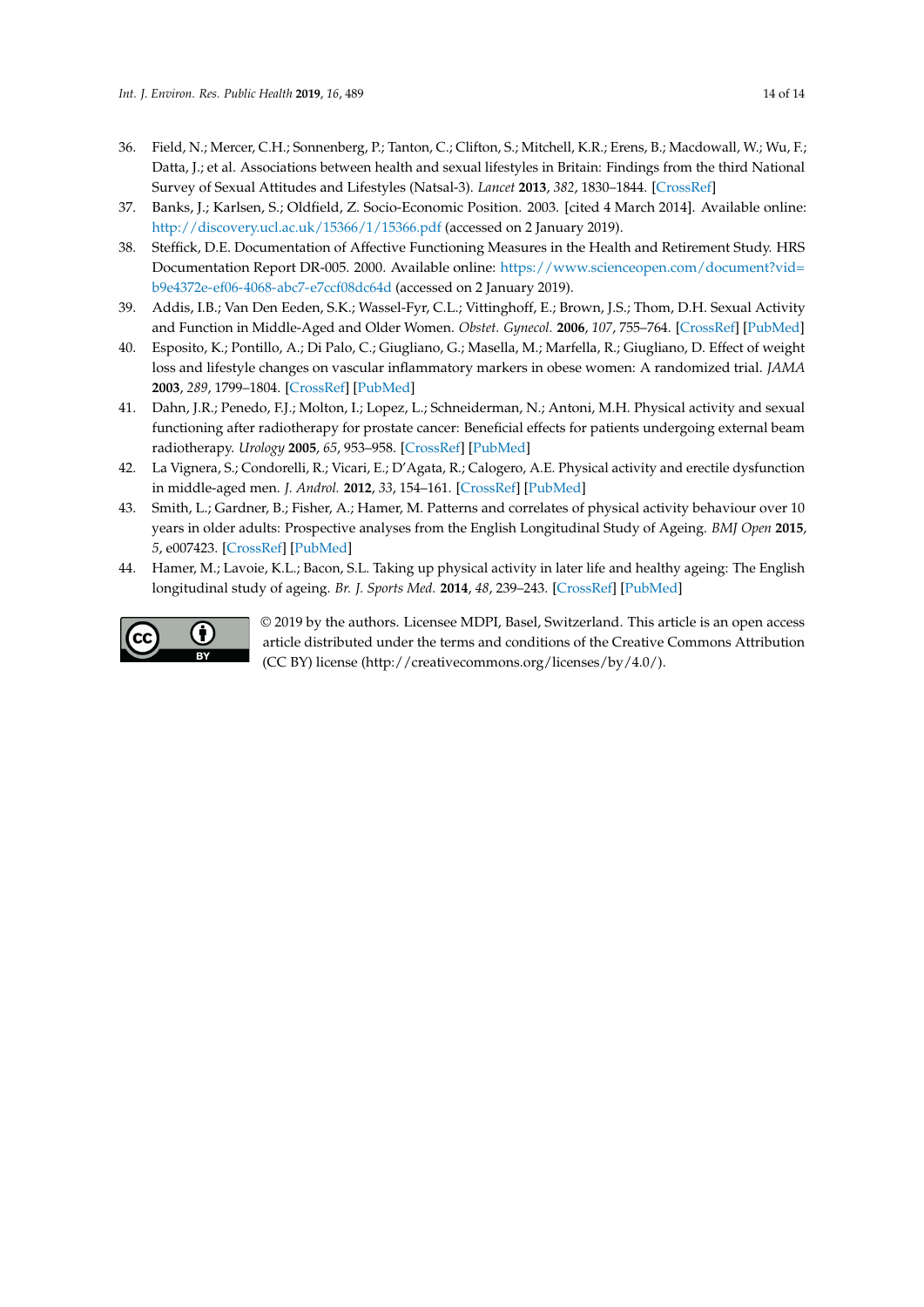36. Field, N.; Mercer, C.H.; Sonnenberg, P.; Tanton, C.; Clifton, S.; Mitchell, K.R.; Erens, B.; Macdowall, W.; Wu, F.; Datta, J.; et al. Associations between health and sexual lifestyles in Britain: Findings from the third National Survey of Sexual Attitudes and Lifestyles (Natsal-3). *Lancet* **2013**, *382*, 1830–1844. [CrossRef]
37. Banks, J.; Karlsen, S.; Oldfield, Z. Socio-Economic Position. 2003. [cited 4 March 2014]. Available online: http://discovery.ucl.ac.uk/15366/1/15366.pdf (accessed on 2 January 2019).
38. Steffick, D.E. Documentation of Affective Functioning Measures in the Health and Retirement Study. HRS Documentation Report DR-005. 2000. Available online: https://www.scienceopen.com/document?vid=b9e4372e-ef06-4068-abc7-e7ccf08dc64d (accessed on 2 January 2019).
39. Addis, I.B.; Van Den Eeden, S.K.; Wassel-Fyr, C.L.; Vittinghoff, E.; Brown, J.S.; Thom, D.H. Sexual Activity and Function in Middle-Aged and Older Women. *Obstet. Gynecol.* **2006**, *107*, 755–764. [CrossRef] [PubMed]
40. Esposito, K.; Pontillo, A.; Di Palo, C.; Giugliano, G.; Masella, M.; Marfella, R.; Giugliano, D. Effect of weight loss and lifestyle changes on vascular inflammatory markers in obese women: A randomized trial. *JAMA* **2003**, *289*, 1799–1804. [CrossRef] [PubMed]
41. Dahn, J.R.; Penedo, F.J.; Molton, I.; Lopez, L.; Schneiderman, N.; Antoni, M.H. Physical activity and sexual functioning after radiotherapy for prostate cancer: Beneficial effects for patients undergoing external beam radiotherapy. *Urology* **2005**, *65*, 953–958. [CrossRef] [PubMed]
42. La Vignera, S.; Condorelli, R.; Vicari, E.; D'Agata, R.; Calogero, A.E. Physical activity and erectile dysfunction in middle-aged men. *J. Androl.* **2012**, *33*, 154–161. [CrossRef] [PubMed]
43. Smith, L.; Gardner, B.; Fisher, A.; Hamer, M. Patterns and correlates of physical activity behaviour over 10 years in older adults: Prospective analyses from the English Longitudinal Study of Ageing. *BMJ Open* **2015**, *5*, e007423. [CrossRef] [PubMed]
44. Hamer, M.; Lavoie, K.L.; Bacon, S.L. Taking up physical activity in later life and healthy ageing: The English longitudinal study of ageing. *Br. J. Sports Med.* **2014**, *48*, 239–243. [CrossRef] [PubMed]

© 2019 by the authors. Licensee MDPI, Basel, Switzerland. This article is an open access article distributed under the terms and conditions of the Creative Commons Attribution (CC BY) license (http://creativecommons.org/licenses/by/4.0/).